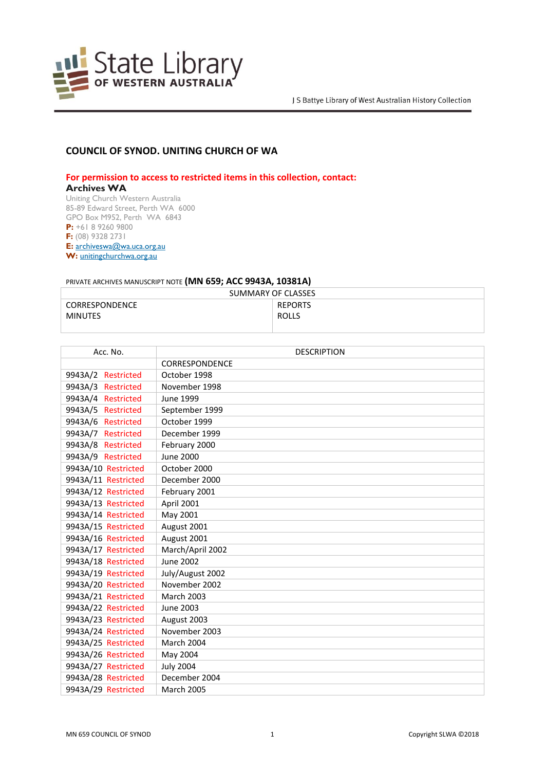State Library OF WESTERN AUSTRALIA

J S Battye Library of West Australian History Collection

## COUNCIL OF SYNOD. UNITING CHURCH OF WA

**For permission to access to restricted items in this collection, contact:**

**Archives WA**
Uniting Church Western Australia
85-89 Edward Street, Perth WA 6000
GPO Box M952, Perth WA 6843
**P:** +61 8 9260 9800
**F:** (08) 9328 2731
**E:** archiveswa@wa.uca.org.au
**W:** unitingchurchwa.org.au

PRIVATE ARCHIVES MANUSCRIPT NOTE **(MN 659; ACC 9943A, 10381A)**

| SUMMARY OF CLASSES | |
|---|---|
| CORRESPONDENCE<br>MINUTES | REPORTS<br>ROLLS |

| Acc. No. | DESCRIPTION |
|---|---|
| | CORRESPONDENCE |
| 9943A/2 Restricted | October 1998 |
| 9943A/3 Restricted | November 1998 |
| 9943A/4 Restricted | June 1999 |
| 9943A/5 Restricted | September 1999 |
| 9943A/6 Restricted | October 1999 |
| 9943A/7 Restricted | December 1999 |
| 9943A/8 Restricted | February 2000 |
| 9943A/9 Restricted | June 2000 |
| 9943A/10 Restricted | October 2000 |
| 9943A/11 Restricted | December 2000 |
| 9943A/12 Restricted | February 2001 |
| 9943A/13 Restricted | April 2001 |
| 9943A/14 Restricted | May 2001 |
| 9943A/15 Restricted | August 2001 |
| 9943A/16 Restricted | August 2001 |
| 9943A/17 Restricted | March/April 2002 |
| 9943A/18 Restricted | June 2002 |
| 9943A/19 Restricted | July/August 2002 |
| 9943A/20 Restricted | November 2002 |
| 9943A/21 Restricted | March 2003 |
| 9943A/22 Restricted | June 2003 |
| 9943A/23 Restricted | August 2003 |
| 9943A/24 Restricted | November 2003 |
| 9943A/25 Restricted | March 2004 |
| 9943A/26 Restricted | May 2004 |
| 9943A/27 Restricted | July 2004 |
| 9943A/28 Restricted | December 2004 |
| 9943A/29 Restricted | March 2005 |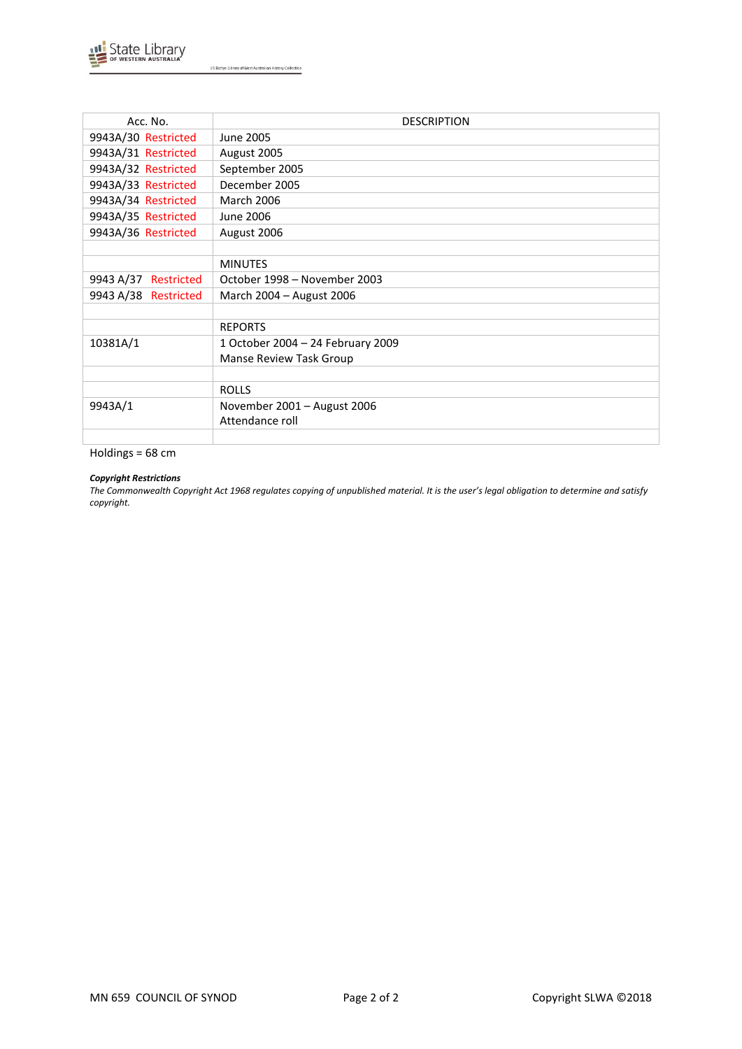| Acc. No. | DESCRIPTION |
|---|---|
| 9943A/30 Restricted | June 2005 |
| 9943A/31 Restricted | August 2005 |
| 9943A/32 Restricted | September 2005 |
| 9943A/33 Restricted | December 2005 |
| 9943A/34 Restricted | March 2006 |
| 9943A/35 Restricted | June 2006 |
| 9943A/36 Restricted | August 2006 |
| | |
| | MINUTES |
| 9943 A/37 Restricted | October 1998 – November 2003 |
| 9943 A/38 Restricted | March 2004 – August 2006 |
| | |
| | REPORTS |
| 10381A/1 | 1 October 2004 – 24 February 2009<br>Manse Review Task Group |
| | |
| | ROLLS |
| 9943A/1 | November 2001 – August 2006<br>Attendance roll |
| | |

Holdings = 68 cm

***Copyright Restrictions***

*The Commonwealth Copyright Act 1968 regulates copying of unpublished material. It is the user's legal obligation to determine and satisfy copyright.*